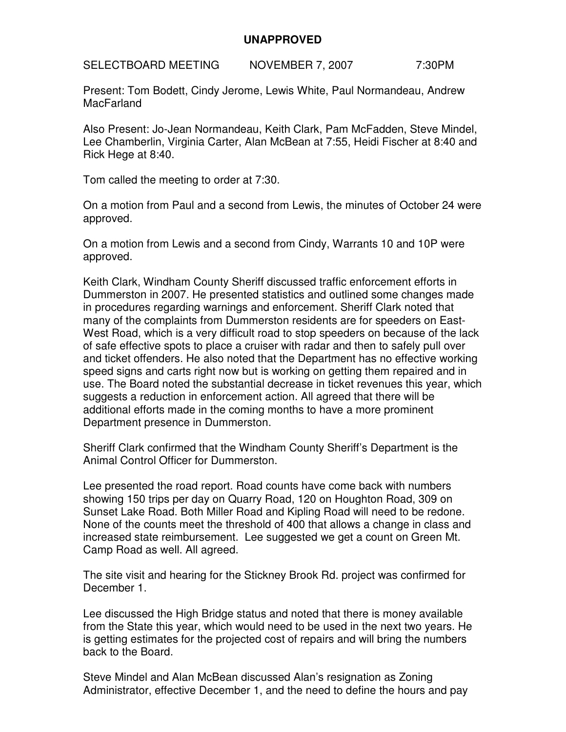**UNAPPROVED**

SELECTBOARD MEETING NOVEMBER 7, 2007 7:30PM

Present: Tom Bodett, Cindy Jerome, Lewis White, Paul Normandeau, Andrew MacFarland

Also Present: Jo-Jean Normandeau, Keith Clark, Pam McFadden, Steve Mindel, Lee Chamberlin, Virginia Carter, Alan McBean at 7:55, Heidi Fischer at 8:40 and Rick Hege at 8:40.

Tom called the meeting to order at 7:30.

On a motion from Paul and a second from Lewis, the minutes of October 24 were approved.

On a motion from Lewis and a second from Cindy, Warrants 10 and 10P were approved.

Keith Clark, Windham County Sheriff discussed traffic enforcement efforts in Dummerston in 2007. He presented statistics and outlined some changes made in procedures regarding warnings and enforcement. Sheriff Clark noted that many of the complaints from Dummerston residents are for speeders on East-West Road, which is a very difficult road to stop speeders on because of the lack of safe effective spots to place a cruiser with radar and then to safely pull over and ticket offenders. He also noted that the Department has no effective working speed signs and carts right now but is working on getting them repaired and in use. The Board noted the substantial decrease in ticket revenues this year, which suggests a reduction in enforcement action. All agreed that there will be additional efforts made in the coming months to have a more prominent Department presence in Dummerston.

Sheriff Clark confirmed that the Windham County Sheriff's Department is the Animal Control Officer for Dummerston.

Lee presented the road report. Road counts have come back with numbers showing 150 trips per day on Quarry Road, 120 on Houghton Road, 309 on Sunset Lake Road. Both Miller Road and Kipling Road will need to be redone. None of the counts meet the threshold of 400 that allows a change in class and increased state reimbursement. Lee suggested we get a count on Green Mt. Camp Road as well. All agreed.

The site visit and hearing for the Stickney Brook Rd. project was confirmed for December 1.

Lee discussed the High Bridge status and noted that there is money available from the State this year, which would need to be used in the next two years. He is getting estimates for the projected cost of repairs and will bring the numbers back to the Board.

Steve Mindel and Alan McBean discussed Alan's resignation as Zoning Administrator, effective December 1, and the need to define the hours and pay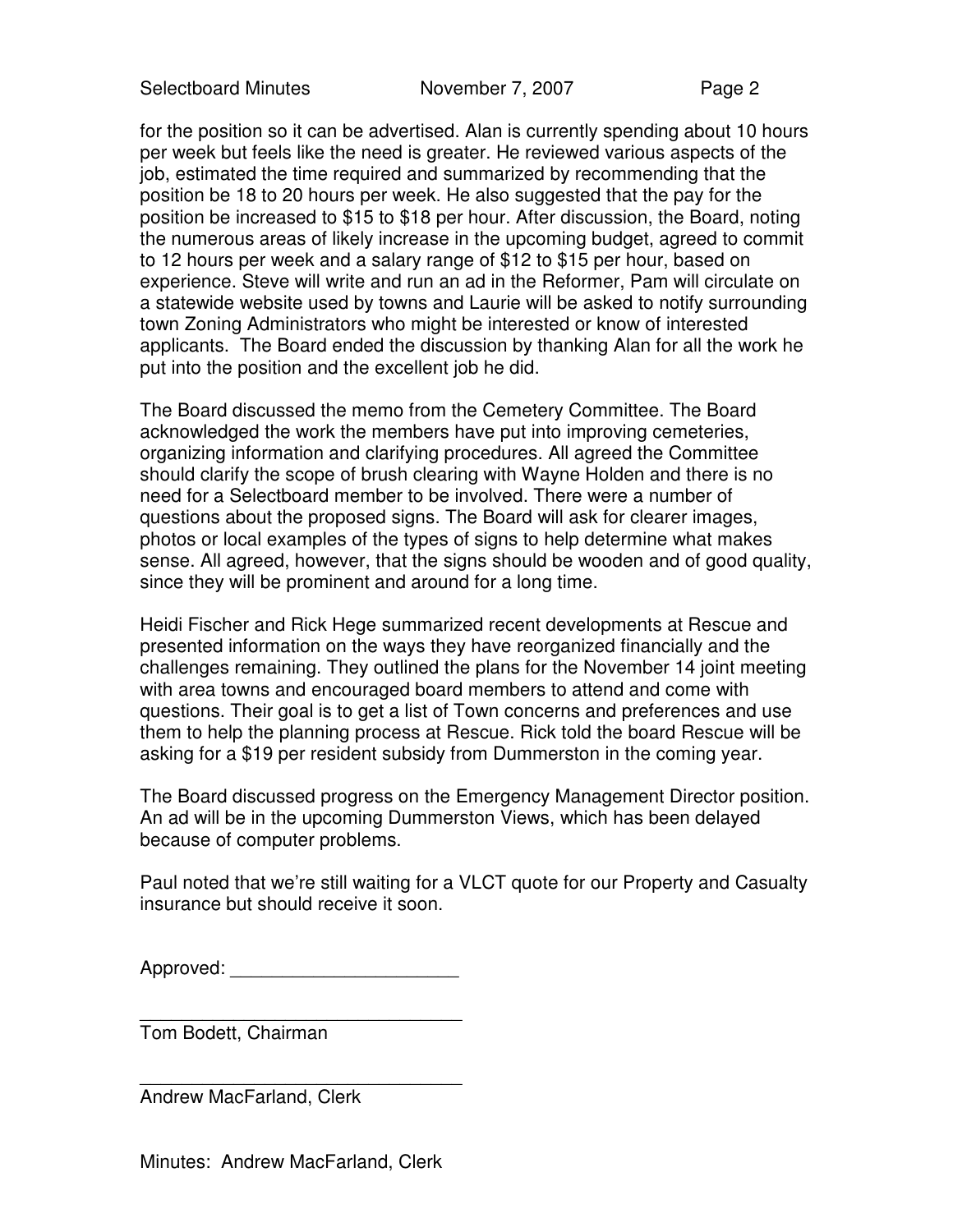for the position so it can be advertised. Alan is currently spending about 10 hours per week but feels like the need is greater. He reviewed various aspects of the job, estimated the time required and summarized by recommending that the position be 18 to 20 hours per week. He also suggested that the pay for the position be increased to $15 to $18 per hour. After discussion, the Board, noting the numerous areas of likely increase in the upcoming budget, agreed to commit to 12 hours per week and a salary range of $12 to $15 per hour, based on experience. Steve will write and run an ad in the Reformer, Pam will circulate on a statewide website used by towns and Laurie will be asked to notify surrounding town Zoning Administrators who might be interested or know of interested applicants. The Board ended the discussion by thanking Alan for all the work he put into the position and the excellent job he did.

The Board discussed the memo from the Cemetery Committee. The Board acknowledged the work the members have put into improving cemeteries, organizing information and clarifying procedures. All agreed the Committee should clarify the scope of brush clearing with Wayne Holden and there is no need for a Selectboard member to be involved. There were a number of questions about the proposed signs. The Board will ask for clearer images, photos or local examples of the types of signs to help determine what makes sense. All agreed, however, that the signs should be wooden and of good quality, since they will be prominent and around for a long time.

Heidi Fischer and Rick Hege summarized recent developments at Rescue and presented information on the ways they have reorganized financially and the challenges remaining. They outlined the plans for the November 14 joint meeting with area towns and encouraged board members to attend and come with questions. Their goal is to get a list of Town concerns and preferences and use them to help the planning process at Rescue. Rick told the board Rescue will be asking for a $19 per resident subsidy from Dummerston in the coming year.

The Board discussed progress on the Emergency Management Director position. An ad will be in the upcoming Dummerston Views, which has been delayed because of computer problems.

Paul noted that we're still waiting for a VLCT quote for our Property and Casualty insurance but should receive it soon.

Approved: ______________________

________________________________
Tom Bodett, Chairman

________________________________
Andrew MacFarland, Clerk

Minutes: Andrew MacFarland, Clerk